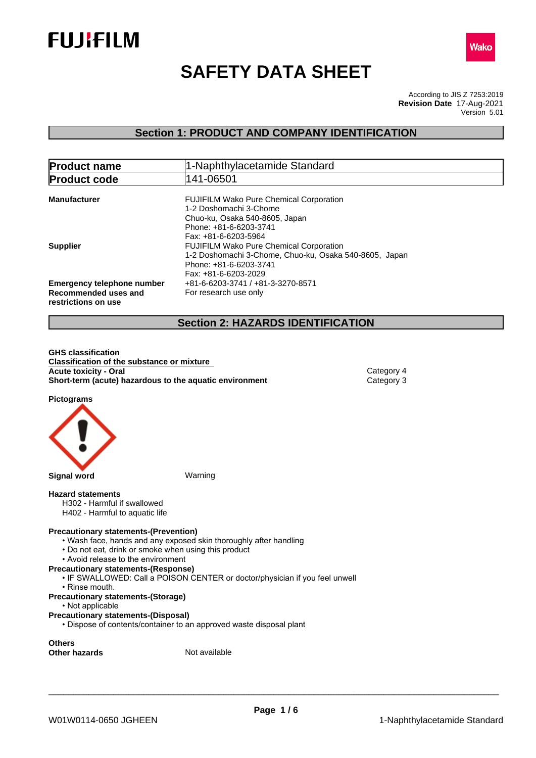FUJIFILM

Wako

# SAFETY DATA SHEET

According to JIS Z 7253:2019
**Revision Date** 17-Aug-2021
Version 5.01

## Section 1: PRODUCT AND COMPANY IDENTIFICATION

| **Product name** | 1-Naphthylacetamide Standard |
|---|---|
| **Product code** | 141-06501 |

**Manufacturer**
FUJIFILM Wako Pure Chemical Corporation
1-2 Doshomachi 3-Chome
Chuo-ku, Osaka 540-8605, Japan
Phone: +81-6-6203-3741
Fax: +81-6-6203-5964

**Supplier**
FUJIFILM Wako Pure Chemical Corporation
1-2 Doshomachi 3-Chome, Chuo-ku, Osaka 540-8605, Japan
Phone: +81-6-6203-3741
Fax: +81-6-6203-2029

**Emergency telephone number** +81-6-6203-3741 / +81-3-3270-8571

**Recommended uses and restrictions on use** For research use only

## Section 2: HAZARDS IDENTIFICATION

**GHS classification**
**Classification of the substance or mixture**

| | |
|---|---|
| **Acute toxicity - Oral** | Category 4 |
| **Short-term (acute) hazardous to the aquatic environment** | Category 3 |

**Pictograms**

**Signal word** Warning

**Hazard statements**
- H302 - Harmful if swallowed
- H402 - Harmful to aquatic life

**Precautionary statements-(Prevention)**
- • Wash face, hands and any exposed skin thoroughly after handling
- • Do not eat, drink or smoke when using this product
- • Avoid release to the environment

**Precautionary statements-(Response)**
- • IF SWALLOWED: Call a POISON CENTER or doctor/physician if you feel unwell
- • Rinse mouth.

**Precautionary statements-(Storage)**
- • Not applicable

**Precautionary statements-(Disposal)**
- • Dispose of contents/container to an approved waste disposal plant

**Others**
**Other hazards** Not available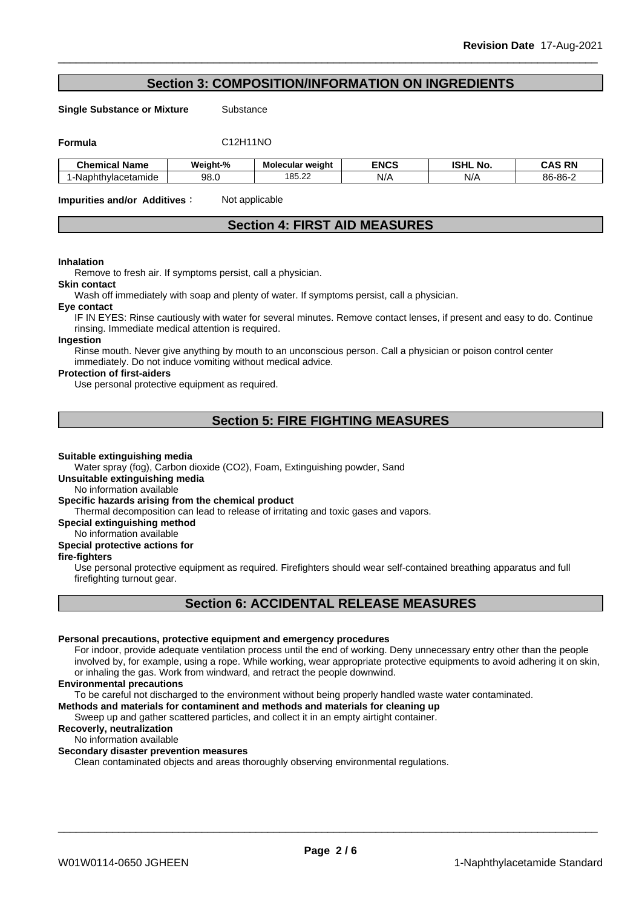## Section 3: COMPOSITION/INFORMATION ON INGREDIENTS

**Single Substance or Mixture** Substance

**Formula** $C_{12}H_{11}NO$

| Chemical Name | Weight-% | Molecular weight | ENCS | ISHL No. | CAS RN |
|---|---|---|---|---|---|
| 1-Naphthylacetamide | 98.0 | 185.22 | N/A | N/A | 86-86-2 |

**Impurities and/or Additives :** Not applicable

## Section 4: FIRST AID MEASURES

**Inhalation**

Remove to fresh air. If symptoms persist, call a physician.

**Skin contact**

Wash off immediately with soap and plenty of water. If symptoms persist, call a physician.

**Eye contact**

IF IN EYES: Rinse cautiously with water for several minutes. Remove contact lenses, if present and easy to do. Continue rinsing. Immediate medical attention is required.

**Ingestion**

Rinse mouth. Never give anything by mouth to an unconscious person. Call a physician or poison control center immediately. Do not induce vomiting without medical advice.

**Protection of first-aiders**

Use personal protective equipment as required.

## Section 5: FIRE FIGHTING MEASURES

**Suitable extinguishing media**

Water spray (fog), Carbon dioxide ($CO_2$), Foam, Extinguishing powder, Sand

**Unsuitable extinguishing media**

No information available

**Specific hazards arising from the chemical product**

Thermal decomposition can lead to release of irritating and toxic gases and vapors.

**Special extinguishing method**

No information available

**Special protective actions for fire-fighters**

Use personal protective equipment as required. Firefighters should wear self-contained breathing apparatus and full firefighting turnout gear.

## Section 6: ACCIDENTAL RELEASE MEASURES

**Personal precautions, protective equipment and emergency procedures**

For indoor, provide adequate ventilation process until the end of working. Deny unnecessary entry other than the people involved by, for example, using a rope. While working, wear appropriate protective equipments to avoid adhering it on skin, or inhaling the gas. Work from windward, and retract the people downwind.

**Environmental precautions**

To be careful not discharged to the environment without being properly handled waste water contaminated.

**Methods and materials for contaminent and methods and materials for cleaning up**

Sweep up and gather scattered particles, and collect it in an empty airtight container.

**Recoverly, neutralization**

No information available

**Secondary disaster prevention measures**

Clean contaminated objects and areas thoroughly observing environmental regulations.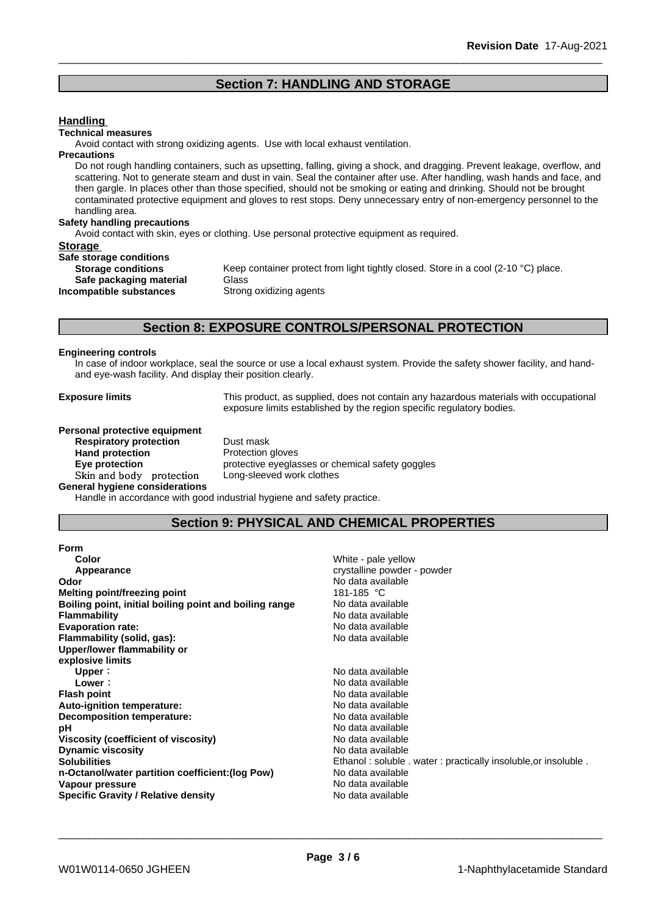## Section 7: HANDLING AND STORAGE

### Handling

**Technical measures**

Avoid contact with strong oxidizing agents. Use with local exhaust ventilation.

**Precautions**

Do not rough handling containers, such as upsetting, falling, giving a shock, and dragging. Prevent leakage, overflow, and scattering. Not to generate steam and dust in vain. Seal the container after use. After handling, wash hands and face, and then gargle. In places other than those specified, should not be smoking or eating and drinking. Should not be brought contaminated protective equipment and gloves to rest stops. Deny unnecessary entry of non-emergency personnel to the handling area.

**Safety handling precautions**

Avoid contact with skin, eyes or clothing. Use personal protective equipment as required.

### Storage

**Safe storage conditions**

| | |
|---|---|
| **Storage conditions** | Keep container protect from light tightly closed. Store in a cool (2-10 °C) place. |
| **Safe packaging material** | Glass |
| **Incompatible substances** | Strong oxidizing agents |

## Section 8: EXPOSURE CONTROLS/PERSONAL PROTECTION

**Engineering controls**

In case of indoor workplace, seal the source or use a local exhaust system. Provide the safety shower facility, and hand- and eye-wash facility. And display their position clearly.

**Exposure limits** This product, as supplied, does not contain any hazardous materials with occupational exposure limits established by the region specific regulatory bodies.

**Personal protective equipment**

| | |
|---|---|
| **Respiratory protection** | Dust mask |
| **Hand protection** | Protection gloves |
| **Eye protection** | protective eyeglasses or chemical safety goggles |
| **Skin and body protection** | Long-sleeved work clothes |

**General hygiene considerations**

Handle in accordance with good industrial hygiene and safety practice.

## Section 9: PHYSICAL AND CHEMICAL PROPERTIES

**Form**

| | |
|---|---|
| **Color** | White - pale yellow |
| **Appearance** | crystalline powder - powder |
| **Odor** | No data available |
| **Melting point/freezing point** | 181-185 °C |
| **Boiling point, initial boiling point and boiling range** | No data available |
| **Flammability** | No data available |
| **Evaporation rate:** | No data available |
| **Flammability (solid, gas):** | No data available |
| **Upper/lower flammability or explosive limits** | |
| **Upper**： | No data available |
| **Lower**： | No data available |
| **Flash point** | No data available |
| **Auto-ignition temperature:** | No data available |
| **Decomposition temperature:** | No data available |
| **pH** | No data available |
| **Viscosity (coefficient of viscosity)** | No data available |
| **Dynamic viscosity** | No data available |
| **Solubilities** | Ethanol : soluble . water : practically insoluble,or insoluble . |
| **n-Octanol/water partition coefficient:(log Pow)** | No data available |
| **Vapour pressure** | No data available |
| **Specific Gravity / Relative density** | No data available |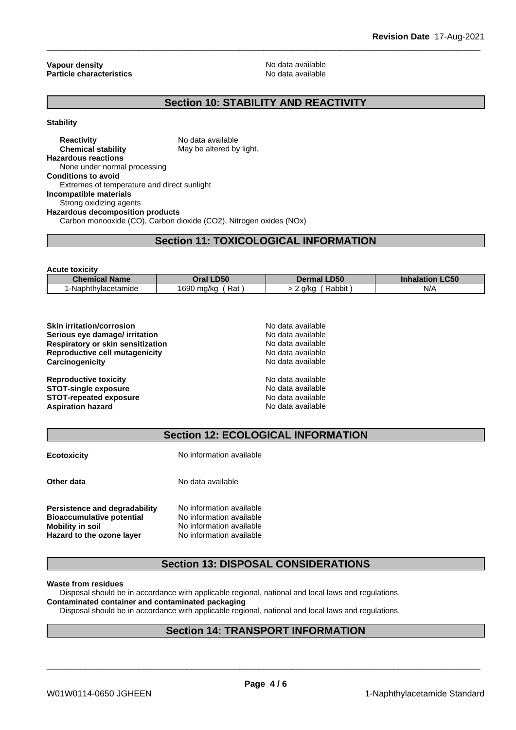**Vapour density** No data available
**Particle characteristics** No data available

## Section 10: STABILITY AND REACTIVITY

**Stability**

**Reactivity** No data available
**Chemical stability** May be altered by light.

**Hazardous reactions**
None under normal processing

**Conditions to avoid**
Extremes of temperature and direct sunlight

**Incompatible materials**
Strong oxidizing agents

**Hazardous decomposition products**
Carbon monooxide (CO), Carbon dioxide ($CO_2$), Nitrogen oxides (NOx)

## Section 11: TOXICOLOGICAL INFORMATION

**Acute toxicity**

| Chemical Name | Oral LD50 | Dermal LD50 | Inhalation LC50 |
|---|---|---|---|
| 1-Naphthylacetamide | 1690 mg/kg ( Rat ) | > 2 g/kg ( Rabbit ) | N/A |

**Skin irritation/corrosion** No data available
**Serious eye damage/ irritation** No data available
**Respiratory or skin sensitization** No data available
**Reproductive cell mutagenicity** No data available
**Carcinogenicity** No data available

**Reproductive toxicity** No data available
**STOT-single exposure** No data available
**STOT-repeated exposure** No data available
**Aspiration hazard** No data available

## Section 12: ECOLOGICAL INFORMATION

**Ecotoxicity** No information available

**Other data** No data available

**Persistence and degradability** No information available
**Bioaccumulative potential** No information available
**Mobility in soil** No information available
**Hazard to the ozone layer** No information available

## Section 13: DISPOSAL CONSIDERATIONS

**Waste from residues**
Disposal should be in accordance with applicable regional, national and local laws and regulations.

**Contaminated container and contaminated packaging**
Disposal should be in accordance with applicable regional, national and local laws and regulations.

## Section 14: TRANSPORT INFORMATION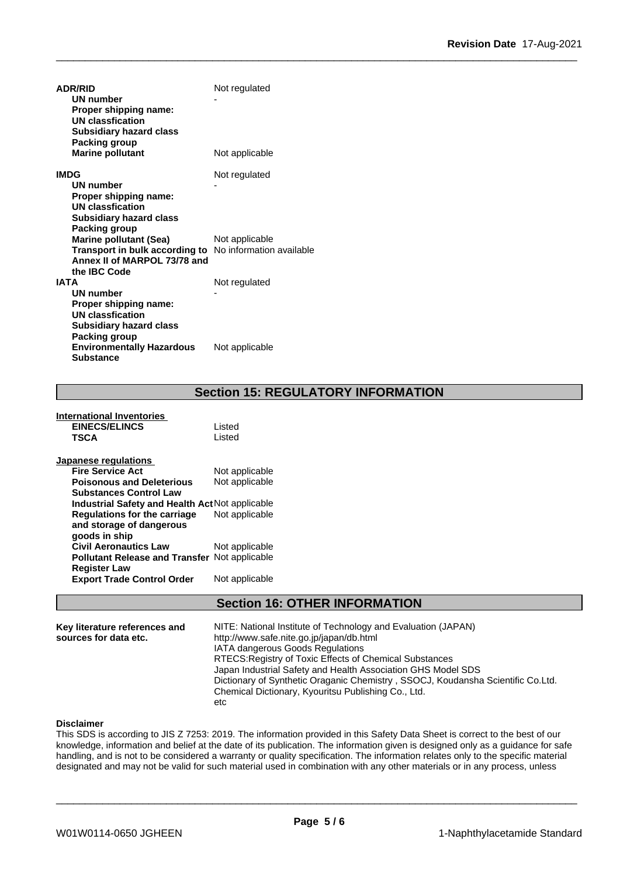**ADR/RID** Not regulated

| | |
|---|---|
| **UN number** | - |
| **Proper shipping name:** | |
| **UN classfication** | |
| **Subsidiary hazard class** | |
| **Packing group** | |
| **Marine pollutant** | Not applicable |

**IMDG** Not regulated

| | |
|---|---|
| **UN number** | - |
| **Proper shipping name:** | |
| **UN classfication** | |
| **Subsidiary hazard class** | |
| **Packing group** | |
| **Marine pollutant (Sea)** | Not applicable |
| **Transport in bulk according to Annex II of MARPOL 73/78 and the IBC Code** | No information available |

**IATA** Not regulated

| | |
|---|---|
| **UN number** | - |
| **Proper shipping name:** | |
| **UN classfication** | |
| **Subsidiary hazard class** | |
| **Packing group** | |
| **Environmentally Hazardous Substance** | Not applicable |

## Section 15: REGULATORY INFORMATION

**International Inventories**

| | |
|---|---|
| **EINECS/ELINCS** | Listed |
| **TSCA** | Listed |

**Japanese regulations**

| | |
|---|---|
| **Fire Service Act** | Not applicable |
| **Poisonous and Deleterious Substances Control Law** | Not applicable |
| **Industrial Safety and Health Act** | Not applicable |
| **Regulations for the carriage and storage of dangerous goods in ship** | Not applicable |
| **Civil Aeronautics Law** | Not applicable |
| **Pollutant Release and Transfer Register Law** | Not applicable |
| **Export Trade Control Order** | Not applicable |

## Section 16: OTHER INFORMATION

**Key literature references and sources for data etc.**

NITE: National Institute of Technology and Evaluation (JAPAN)
http://www.safe.nite.go.jp/japan/db.html
IATA dangerous Goods Regulations
RTECS:Registry of Toxic Effects of Chemical Substances
Japan Industrial Safety and Health Association GHS Model SDS
Dictionary of Synthetic Oraganic Chemistry , SSOCJ, Koudansha Scientific Co.Ltd.
Chemical Dictionary, Kyouritsu Publishing Co., Ltd.
etc

**Disclaimer**

This SDS is according to JIS Z 7253: 2019. The information provided in this Safety Data Sheet is correct to the best of our knowledge, information and belief at the date of its publication. The information given is designed only as a guidance for safe handling, and is not to be considered a warranty or quality specification. The information relates only to the specific material designated and may not be valid for such material used in combination with any other materials or in any process, unless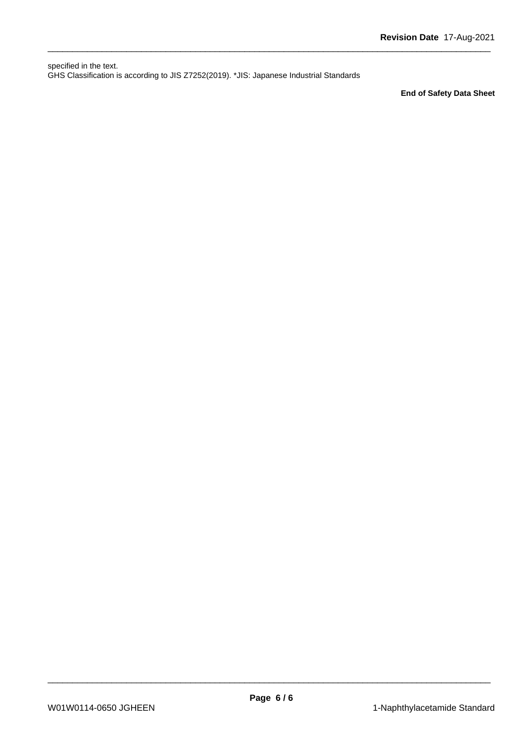specified in the text.
GHS Classification is according to JIS Z7252(2019). *JIS: Japanese Industrial Standards

**End of Safety Data Sheet**